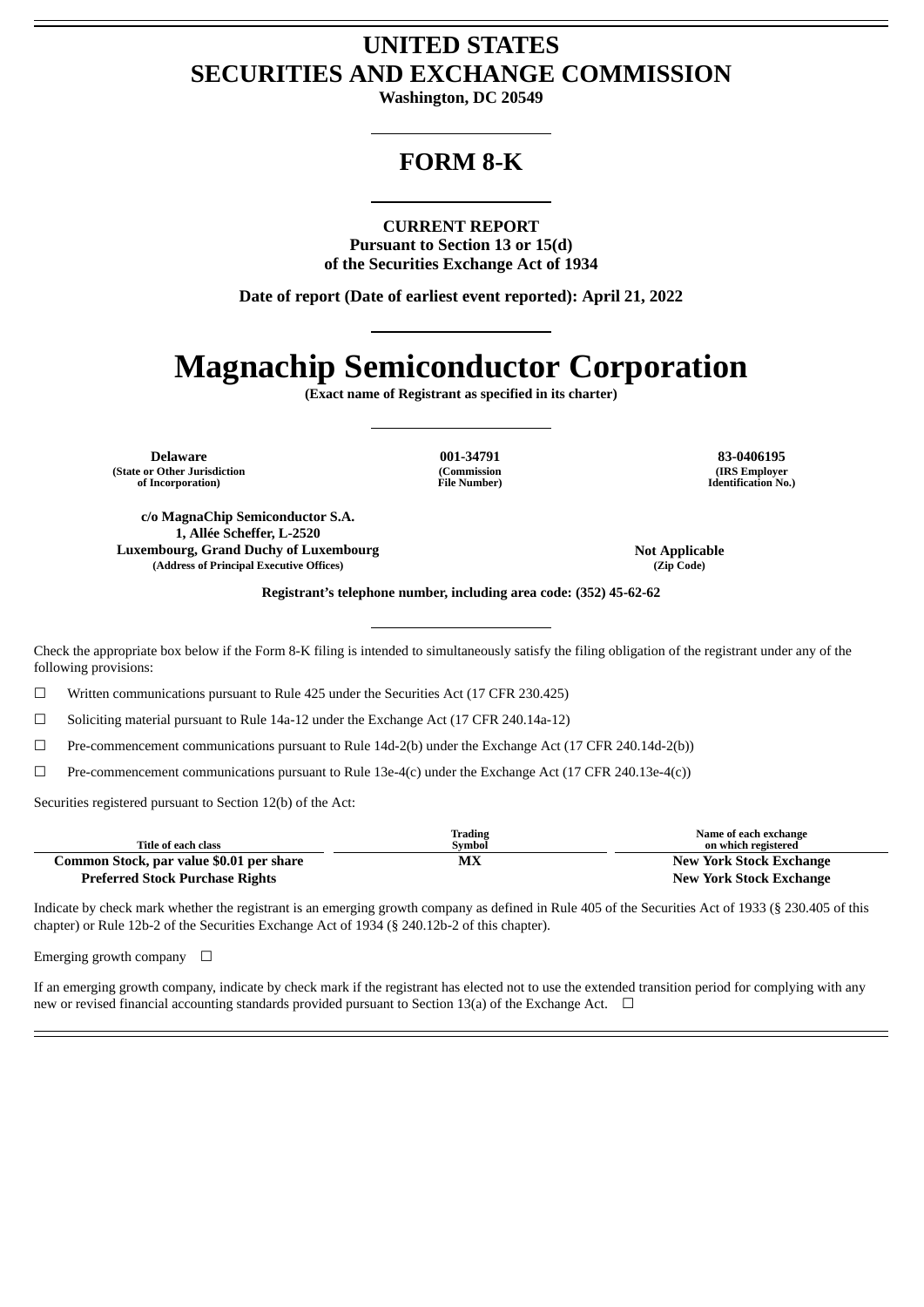# UNITED STATES
# SECURITIES AND EXCHANGE COMMISSION

**Washington, DC 20549**

## FORM 8-K

**CURRENT REPORT**
**Pursuant to Section 13 or 15(d)**
**of the Securities Exchange Act of 1934**

**Date of report (Date of earliest event reported): April 21, 2022**

# Magnachip Semiconductor Corporation

**(Exact name of Registrant as specified in its charter)**

| **Delaware** | **001-34791** | **83-0406195** |
|---|---|---|
| **(State or Other Jurisdiction of Incorporation)** | **(Commission File Number)** | **(IRS Employer Identification No.)** |

| **c/o MagnaChip Semiconductor S.A.**<br>**1, Allée Scheffer, L-2520**<br>**Luxembourg, Grand Duchy of Luxembourg** | **Not Applicable** |
|---|---|
| **(Address of Principal Executive Offices)** | **(Zip Code)** |

**Registrant's telephone number, including area code: (352) 45-62-62**

Check the appropriate box below if the Form 8-K filing is intended to simultaneously satisfy the filing obligation of the registrant under any of the following provisions:

☐ Written communications pursuant to Rule 425 under the Securities Act (17 CFR 230.425)

☐ Soliciting material pursuant to Rule 14a-12 under the Exchange Act (17 CFR 240.14a-12)

☐ Pre-commencement communications pursuant to Rule 14d-2(b) under the Exchange Act (17 CFR 240.14d-2(b))

☐ Pre-commencement communications pursuant to Rule 13e-4(c) under the Exchange Act (17 CFR 240.13e-4(c))

Securities registered pursuant to Section 12(b) of the Act:

| Title of each class | Trading Symbol | Name of each exchange on which registered |
|---|---|---|
| **Common Stock, par value $0.01 per share** | **MX** | **New York Stock Exchange** |
| **Preferred Stock Purchase Rights** | | **New York Stock Exchange** |

Indicate by check mark whether the registrant is an emerging growth company as defined in Rule 405 of the Securities Act of 1933 (§ 230.405 of this chapter) or Rule 12b-2 of the Securities Exchange Act of 1934 (§ 240.12b-2 of this chapter).

Emerging growth company ☐

If an emerging growth company, indicate by check mark if the registrant has elected not to use the extended transition period for complying with any new or revised financial accounting standards provided pursuant to Section 13(a) of the Exchange Act. ☐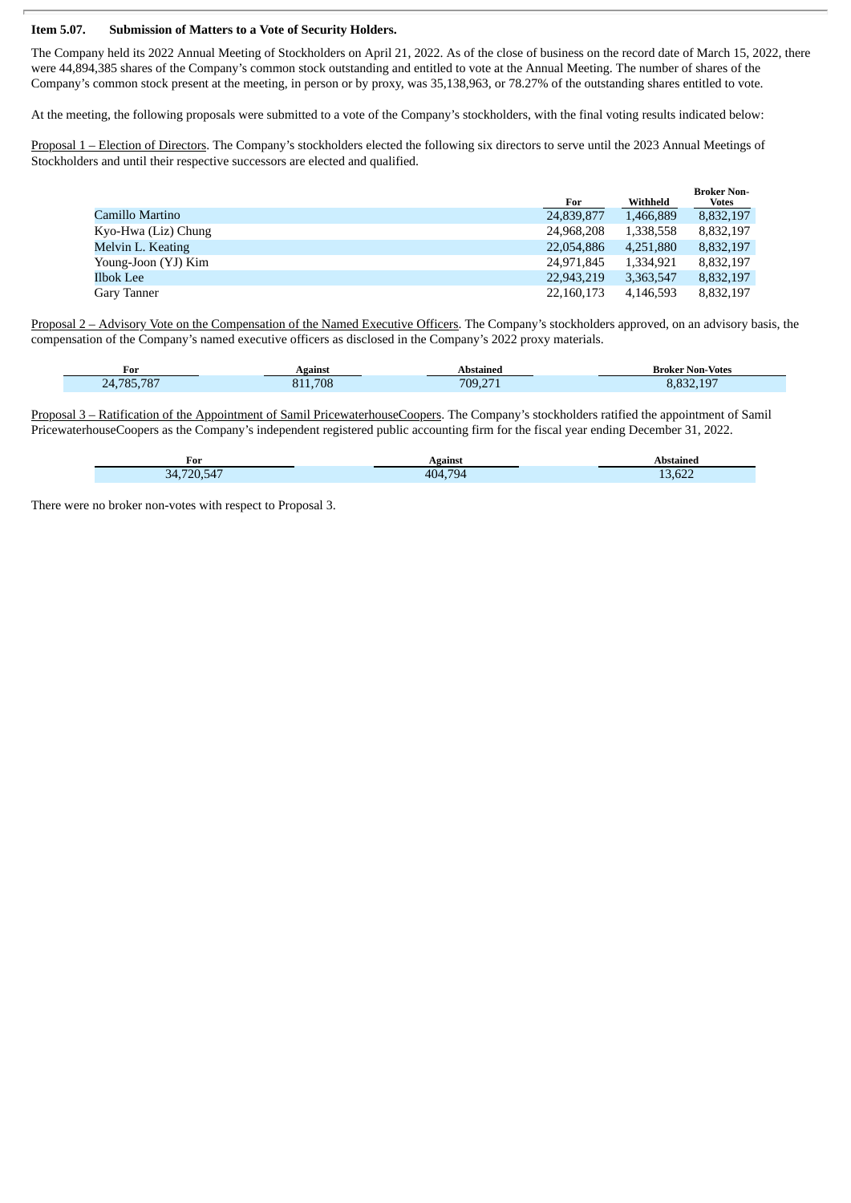**Item 5.07. Submission of Matters to a Vote of Security Holders.**

The Company held its 2022 Annual Meeting of Stockholders on April 21, 2022. As of the close of business on the record date of March 15, 2022, there were 44,894,385 shares of the Company's common stock outstanding and entitled to vote at the Annual Meeting. The number of shares of the Company's common stock present at the meeting, in person or by proxy, was 35,138,963, or 78.27% of the outstanding shares entitled to vote.

At the meeting, the following proposals were submitted to a vote of the Company's stockholders, with the final voting results indicated below:

Proposal 1 – Election of Directors. The Company's stockholders elected the following six directors to serve until the 2023 Annual Meetings of Stockholders and until their respective successors are elected and qualified.

| | For | Withheld | Broker Non-Votes |
|---|---|---|---|
| Camillo Martino | 24,839,877 | 1,466,889 | 8,832,197 |
| Kyo-Hwa (Liz) Chung | 24,968,208 | 1,338,558 | 8,832,197 |
| Melvin L. Keating | 22,054,886 | 4,251,880 | 8,832,197 |
| Young-Joon (YJ) Kim | 24,971,845 | 1,334,921 | 8,832,197 |
| Ilbok Lee | 22,943,219 | 3,363,547 | 8,832,197 |
| Gary Tanner | 22,160,173 | 4,146,593 | 8,832,197 |

Proposal 2 – Advisory Vote on the Compensation of the Named Executive Officers. The Company's stockholders approved, on an advisory basis, the compensation of the Company's named executive officers as disclosed in the Company's 2022 proxy materials.

| For | Against | Abstained | Broker Non-Votes |
|---|---|---|---|
| 24,785,787 | 811,708 | 709,271 | 8,832,197 |

Proposal 3 – Ratification of the Appointment of Samil PricewaterhouseCoopers. The Company's stockholders ratified the appointment of Samil PricewaterhouseCoopers as the Company's independent registered public accounting firm for the fiscal year ending December 31, 2022.

| For | Against | Abstained |
|---|---|---|
| 34,720,547 | 404,794 | 13,622 |

There were no broker non-votes with respect to Proposal 3.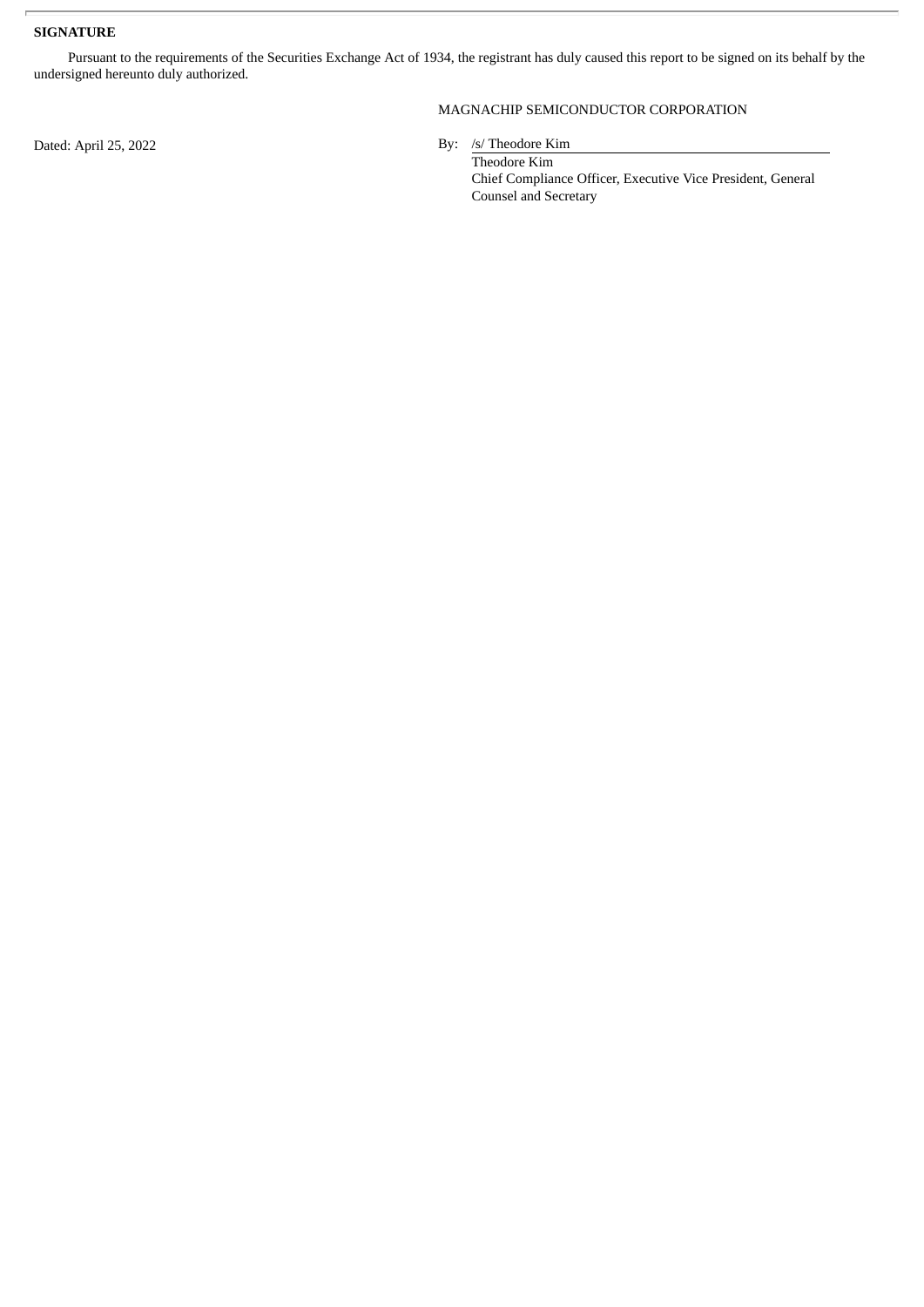**SIGNATURE**

Pursuant to the requirements of the Securities Exchange Act of 1934, the registrant has duly caused this report to be signed on its behalf by the undersigned hereunto duly authorized.

MAGNACHIP SEMICONDUCTOR CORPORATION

Dated: April 25, 2022

By: /s/ Theodore Kim

Theodore Kim

Chief Compliance Officer, Executive Vice President, General Counsel and Secretary